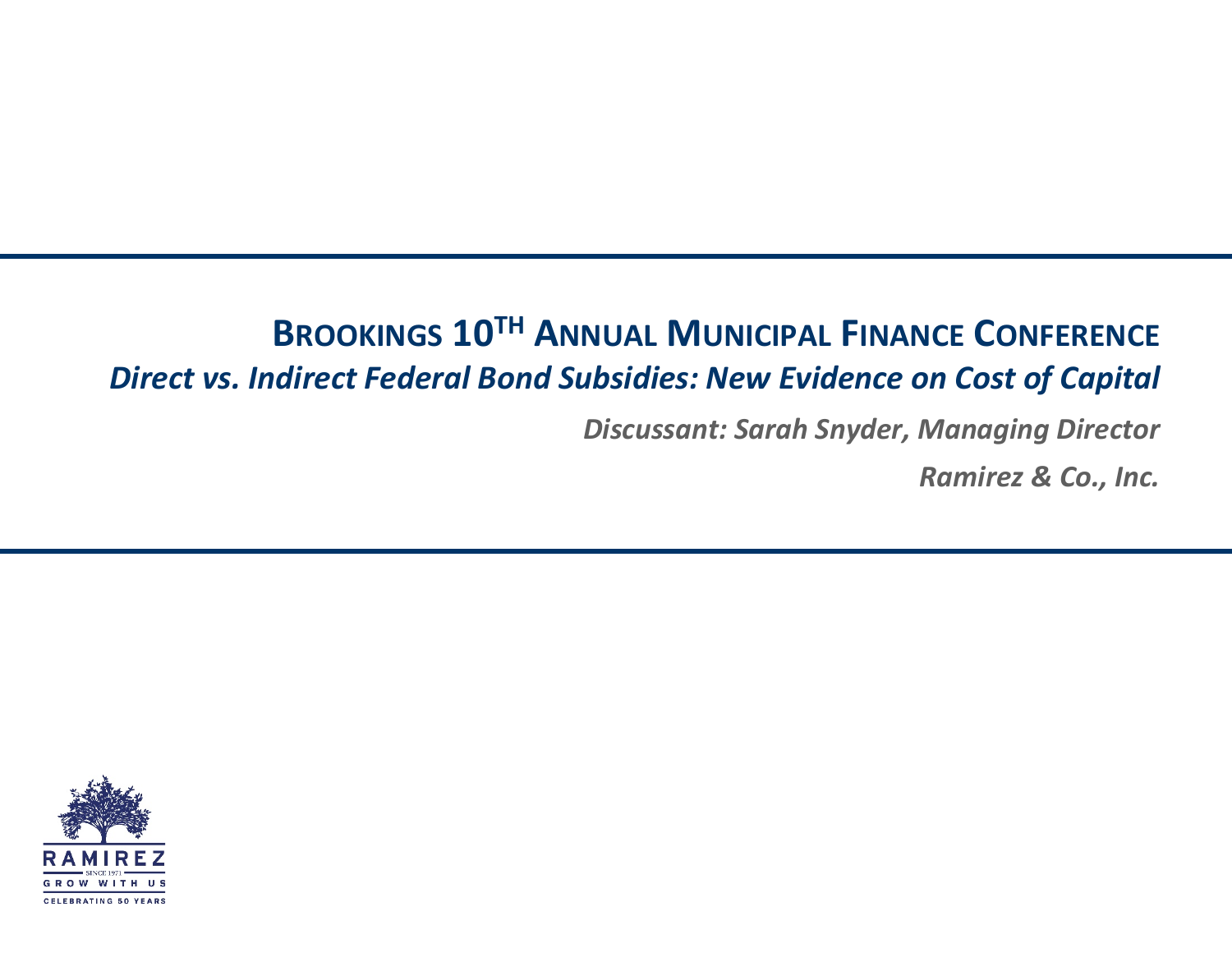# BROOKINGS 10TH ANNUAL MUNICIPAL FINANCE CONFERENCE

## *Direct vs. Indirect Federal Bond Subsidies: New Evidence on Cost of Capital*

***Discussant: Sarah Snyder, Managing Director***

***Ramirez & Co., Inc.***

RAMIREZ

SINCE 1971

GROW WITH US

CELEBRATING 50 YEARS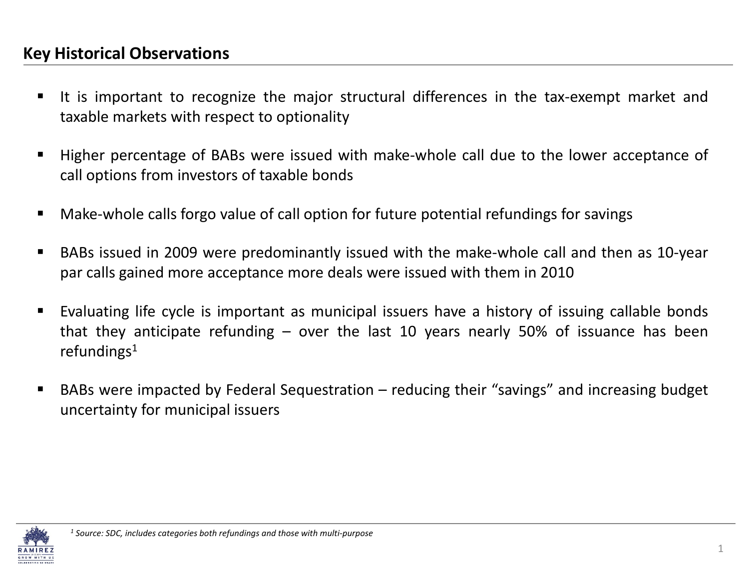## Key Historical Observations

- It is important to recognize the major structural differences in the tax-exempt market and taxable markets with respect to optionality
- Higher percentage of BABs were issued with make-whole call due to the lower acceptance of call options from investors of taxable bonds
- Make-whole calls forgo value of call option for future potential refundings for savings
- BABs issued in 2009 were predominantly issued with the make-whole call and then as 10-year par calls gained more acceptance more deals were issued with them in 2010
- Evaluating life cycle is important as municipal issuers have a history of issuing callable bonds that they anticipate refunding – over the last 10 years nearly 50% of issuance has been refundings[1]
- BABs were impacted by Federal Sequestration – reducing their "savings" and increasing budget uncertainty for municipal issuers

*[1] Source: SDC, includes categories both refundings and those with multi-purpose*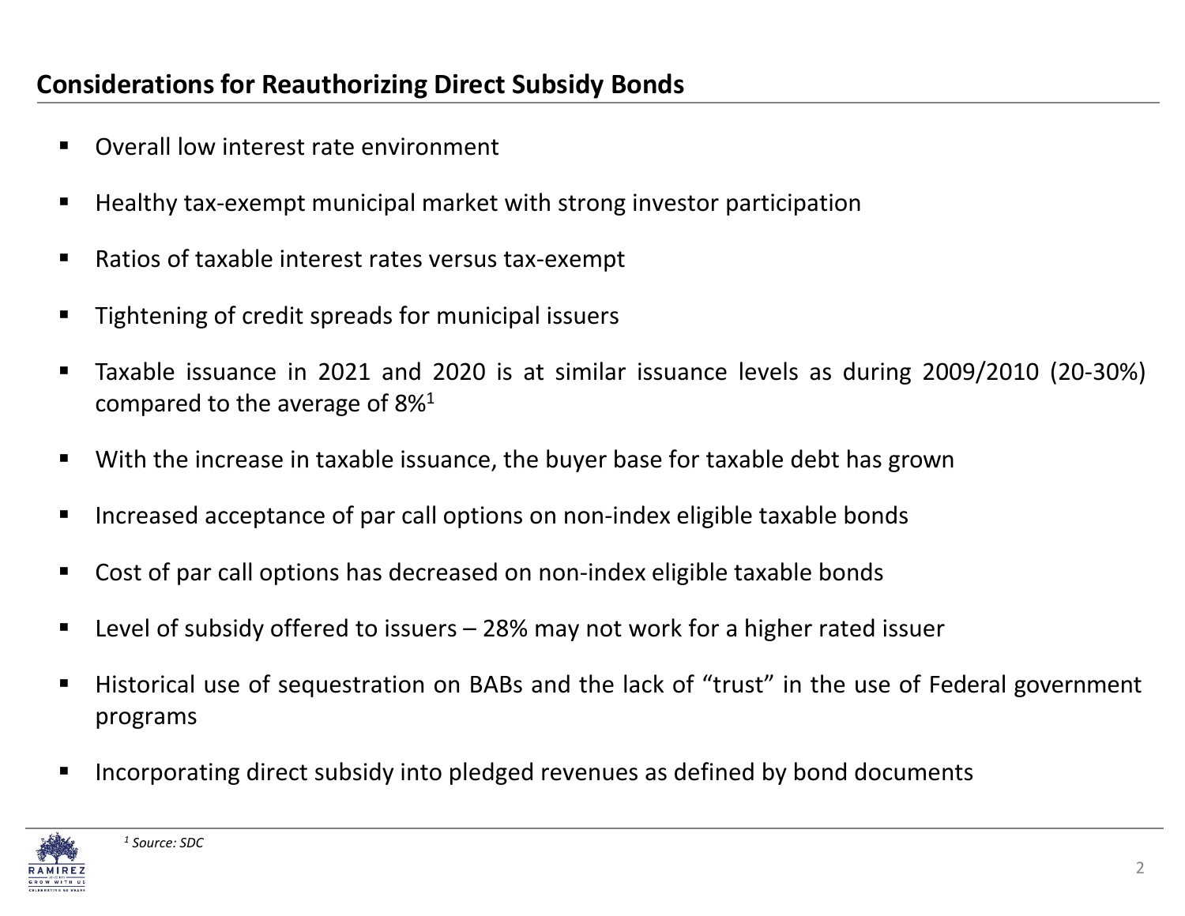## Considerations for Reauthorizing Direct Subsidy Bonds

- Overall low interest rate environment
- Healthy tax-exempt municipal market with strong investor participation
- Ratios of taxable interest rates versus tax-exempt
- Tightening of credit spreads for municipal issuers
- Taxable issuance in 2021 and 2020 is at similar issuance levels as during 2009/2010 (20-30%) compared to the average of 8%[1]
- With the increase in taxable issuance, the buyer base for taxable debt has grown
- Increased acceptance of par call options on non-index eligible taxable bonds
- Cost of par call options has decreased on non-index eligible taxable bonds
- Level of subsidy offered to issuers – 28% may not work for a higher rated issuer
- Historical use of sequestration on BABs and the lack of "trust" in the use of Federal government programs
- Incorporating direct subsidy into pledged revenues as defined by bond documents

*[1] Source: SDC*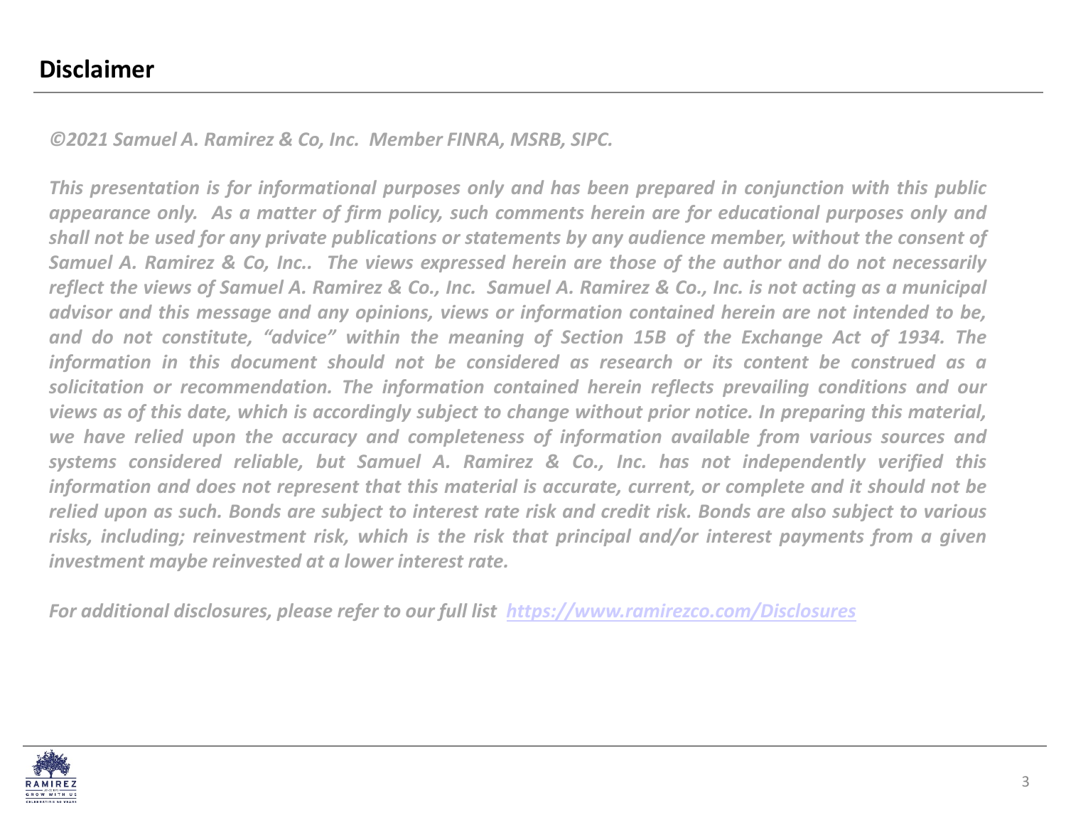## Disclaimer

*©2021 Samuel A. Ramirez & Co, Inc. Member FINRA, MSRB, SIPC.*

*This presentation is for informational purposes only and has been prepared in conjunction with this public appearance only. As a matter of firm policy, such comments herein are for educational purposes only and shall not be used for any private publications or statements by any audience member, without the consent of Samuel A. Ramirez & Co, Inc.. The views expressed herein are those of the author and do not necessarily reflect the views of Samuel A. Ramirez & Co., Inc. Samuel A. Ramirez & Co., Inc. is not acting as a municipal advisor and this message and any opinions, views or information contained herein are not intended to be, and do not constitute, "advice" within the meaning of Section 15B of the Exchange Act of 1934. The information in this document should not be considered as research or its content be construed as a solicitation or recommendation. The information contained herein reflects prevailing conditions and our views as of this date, which is accordingly subject to change without prior notice. In preparing this material, we have relied upon the accuracy and completeness of information available from various sources and systems considered reliable, but Samuel A. Ramirez & Co., Inc. has not independently verified this information and does not represent that this material is accurate, current, or complete and it should not be relied upon as such. Bonds are subject to interest rate risk and credit risk. Bonds are also subject to various risks, including; reinvestment risk, which is the risk that principal and/or interest payments from a given investment maybe reinvested at a lower interest rate.*

*For additional disclosures, please refer to our full list [https://www.ramirezco.com/Disclosures](https://www.ramirezco.com/Disclosures)*